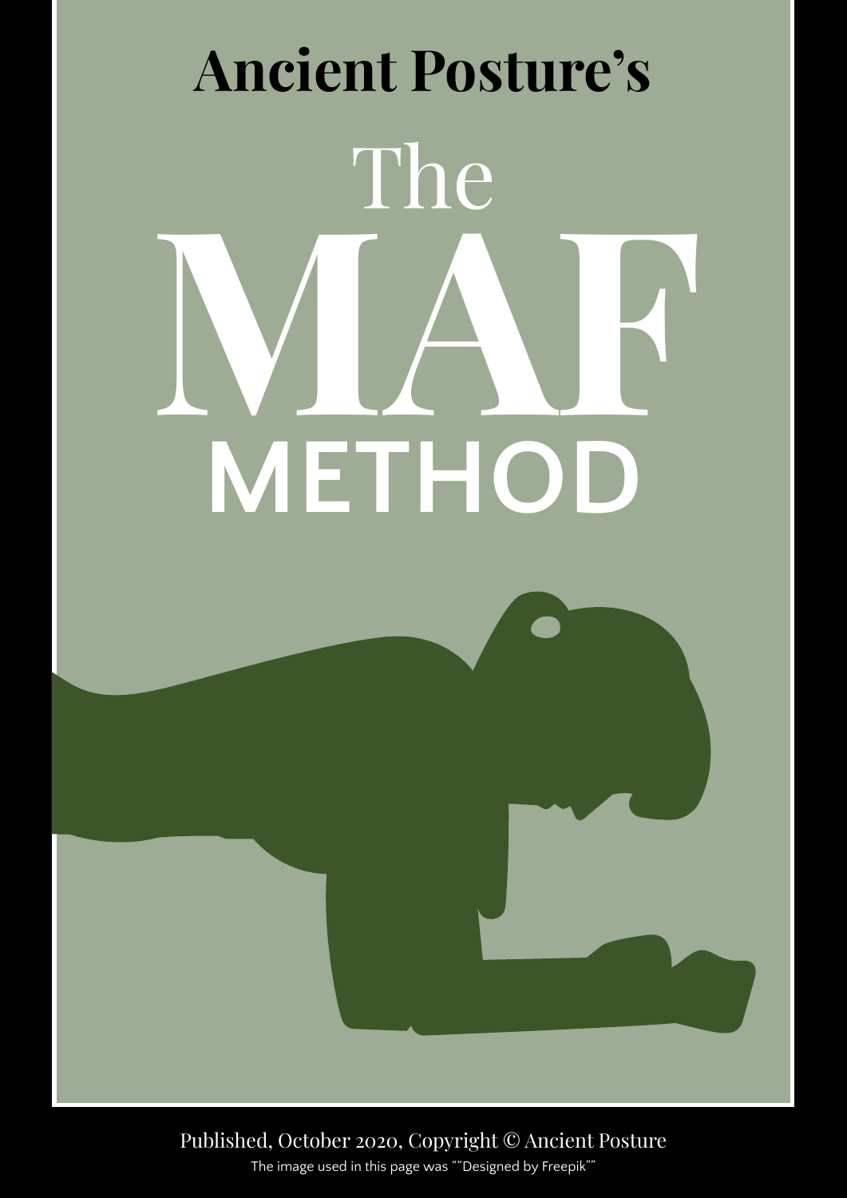**Ancient Posture's**

# The MAF METHOD

Published, October 2020, Copyright © Ancient Posture

The image used in this page was ""Designed by Freepik""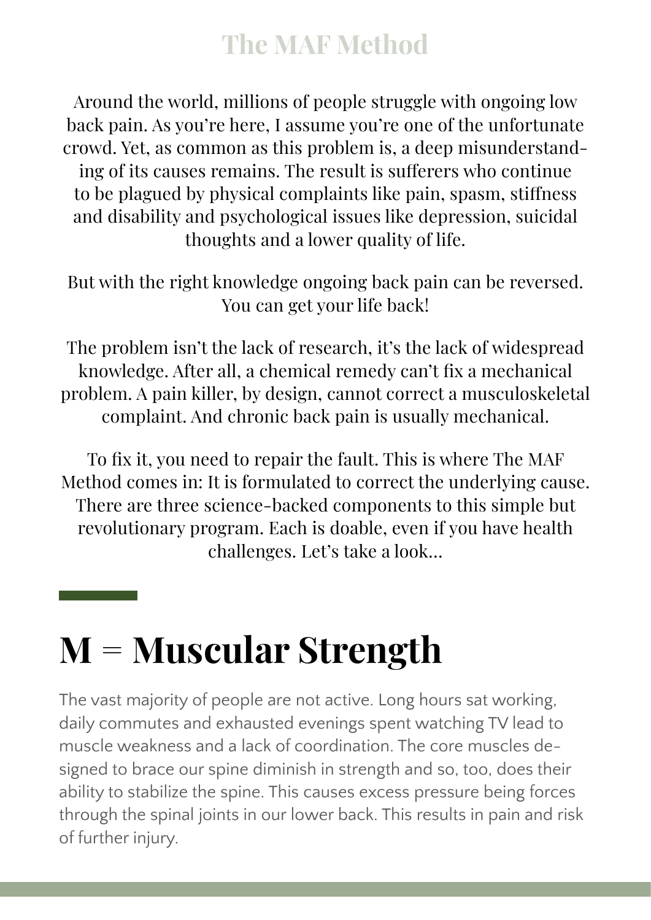# The MAF Method

Around the world, millions of people struggle with ongoing low back pain. As you're here, I assume you're one of the unfortunate crowd. Yet, as common as this problem is, a deep misunderstanding of its causes remains. The result is sufferers who continue to be plagued by physical complaints like pain, spasm, stiffness and disability and psychological issues like depression, suicidal thoughts and a lower quality of life.

But with the right knowledge ongoing back pain can be reversed. You can get your life back!

The problem isn't the lack of research, it's the lack of widespread knowledge. After all, a chemical remedy can't fix a mechanical problem. A pain killer, by design, cannot correct a musculoskeletal complaint. And chronic back pain is usually mechanical.

To fix it, you need to repair the fault. This is where The MAF Method comes in: It is formulated to correct the underlying cause. There are three science-backed components to this simple but revolutionary program. Each is doable, even if you have health challenges. Let's take a look...

## M = Muscular Strength

The vast majority of people are not active. Long hours sat working, daily commutes and exhausted evenings spent watching TV lead to muscle weakness and a lack of coordination. The core muscles designed to brace our spine diminish in strength and so, too, does their ability to stabilize the spine. This causes excess pressure being forces through the spinal joints in our lower back. This results in pain and risk of further injury.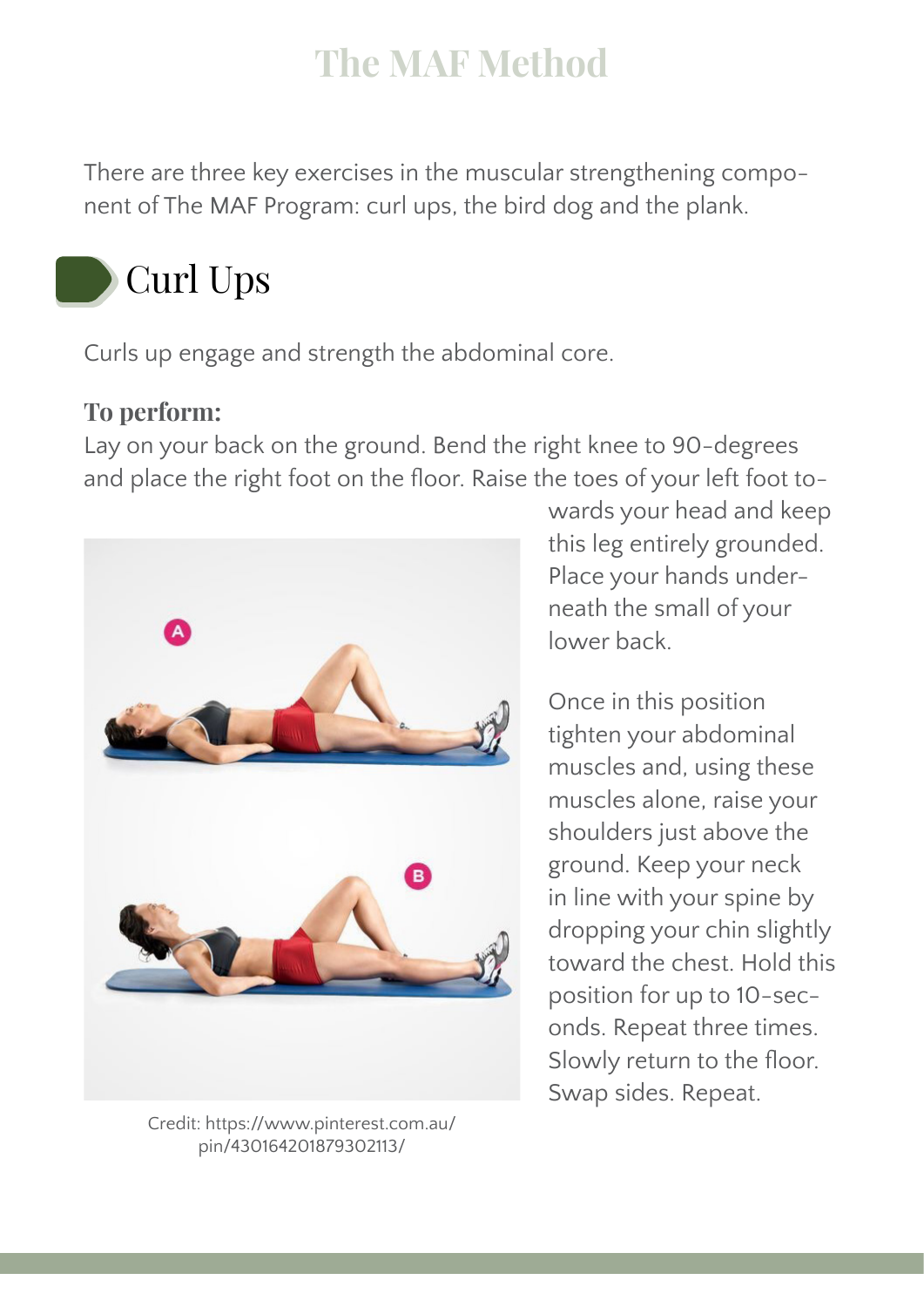# The MAF Method

There are three key exercises in the muscular strengthening component of The MAF Program: curl ups, the bird dog and the plank.

## Curl Ups

Curls up engage and strength the abdominal core.

**To perform:**
Lay on your back on the ground. Bend the right knee to 90-degrees and place the right foot on the floor. Raise the toes of your left foot towards your head and keep this leg entirely grounded. Place your hands underneath the small of your lower back.

Once in this position tighten your abdominal muscles and, using these muscles alone, raise your shoulders just above the ground. Keep your neck in line with your spine by dropping your chin slightly toward the chest. Hold this position for up to 10-seconds. Repeat three times. Slowly return to the floor. Swap sides. Repeat.

Credit: https://www.pinterest.com.au/pin/430164201879302113/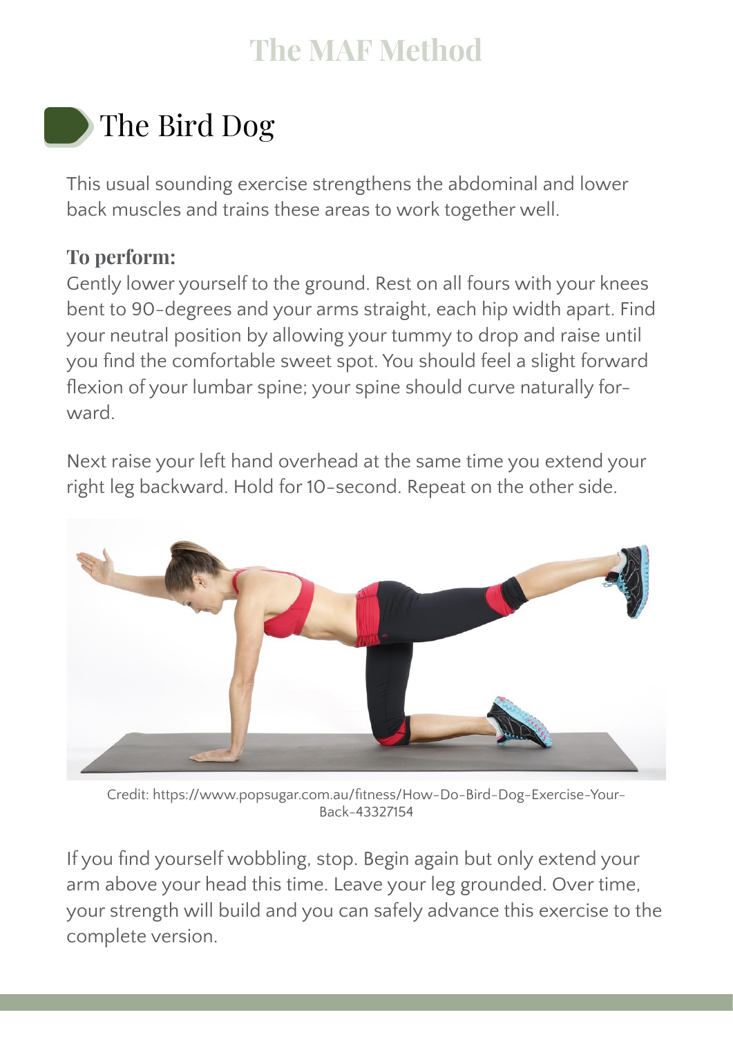## The Bird Dog

This usual sounding exercise strengthens the abdominal and lower back muscles and trains these areas to work together well.

**To perform:**
Gently lower yourself to the ground. Rest on all fours with your knees bent to 90-degrees and your arms straight, each hip width apart. Find your neutral position by allowing your tummy to drop and raise until you find the comfortable sweet spot. You should feel a slight forward flexion of your lumbar spine; your spine should curve naturally forward.

Next raise your left hand overhead at the same time you extend your right leg backward. Hold for 10-second. Repeat on the other side.

Credit: https://www.popsugar.com.au/fitness/How-Do-Bird-Dog-Exercise-Your-Back-43327154

If you find yourself wobbling, stop. Begin again but only extend your arm above your head this time. Leave your leg grounded. Over time, your strength will build and you can safely advance this exercise to the complete version.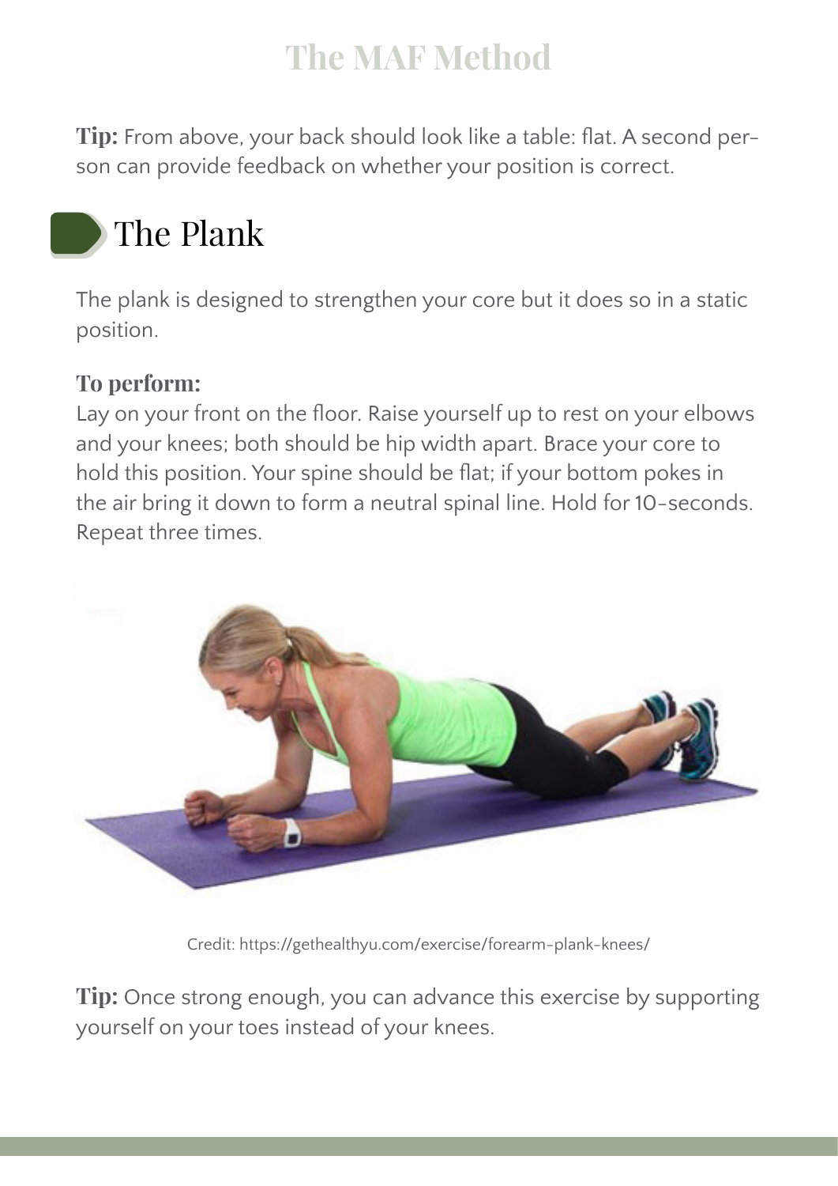**Tip:** From above, your back should look like a table: flat. A second person can provide feedback on whether your position is correct.

## The Plank

The plank is designed to strengthen your core but it does so in a static position.

### To perform:

Lay on your front on the floor. Raise yourself up to rest on your elbows and your knees; both should be hip width apart. Brace your core to hold this position. Your spine should be flat; if your bottom pokes in the air bring it down to form a neutral spinal line. Hold for 10-seconds. Repeat three times.

Credit: https://gethealthyu.com/exercise/forearm-plank-knees/

**Tip:** Once strong enough, you can advance this exercise by supporting yourself on your toes instead of your knees.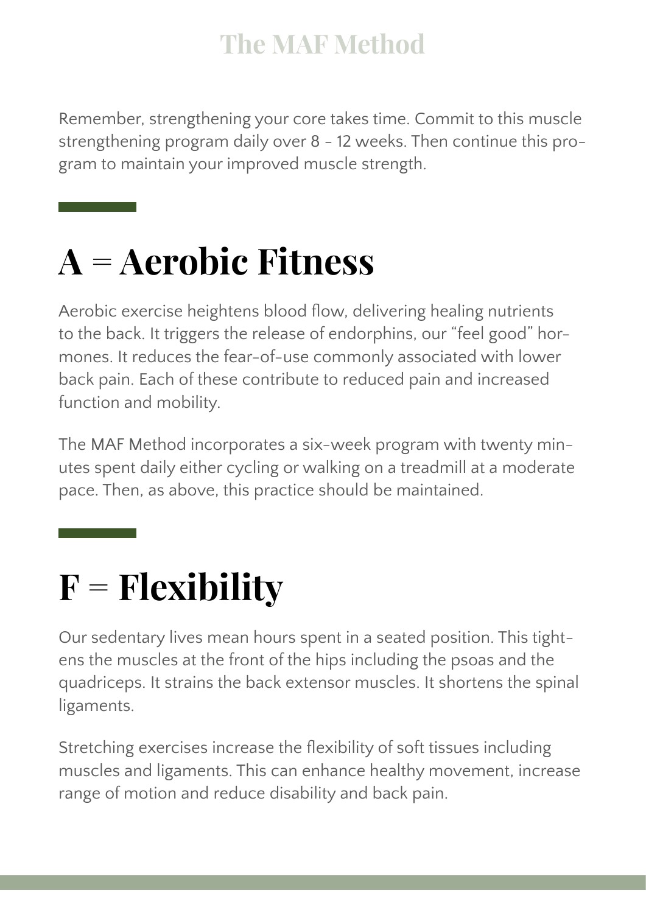Remember, strengthening your core takes time. Commit to this muscle strengthening program daily over 8 - 12 weeks. Then continue this program to maintain your improved muscle strength.

# A = Aerobic Fitness

Aerobic exercise heightens blood flow, delivering healing nutrients to the back. It triggers the release of endorphins, our "feel good" hormones. It reduces the fear-of-use commonly associated with lower back pain. Each of these contribute to reduced pain and increased function and mobility.

The MAF Method incorporates a six-week program with twenty minutes spent daily either cycling or walking on a treadmill at a moderate pace. Then, as above, this practice should be maintained.

# F = Flexibility

Our sedentary lives mean hours spent in a seated position. This tightens the muscles at the front of the hips including the psoas and the quadriceps. It strains the back extensor muscles. It shortens the spinal ligaments.

Stretching exercises increase the flexibility of soft tissues including muscles and ligaments. This can enhance healthy movement, increase range of motion and reduce disability and back pain.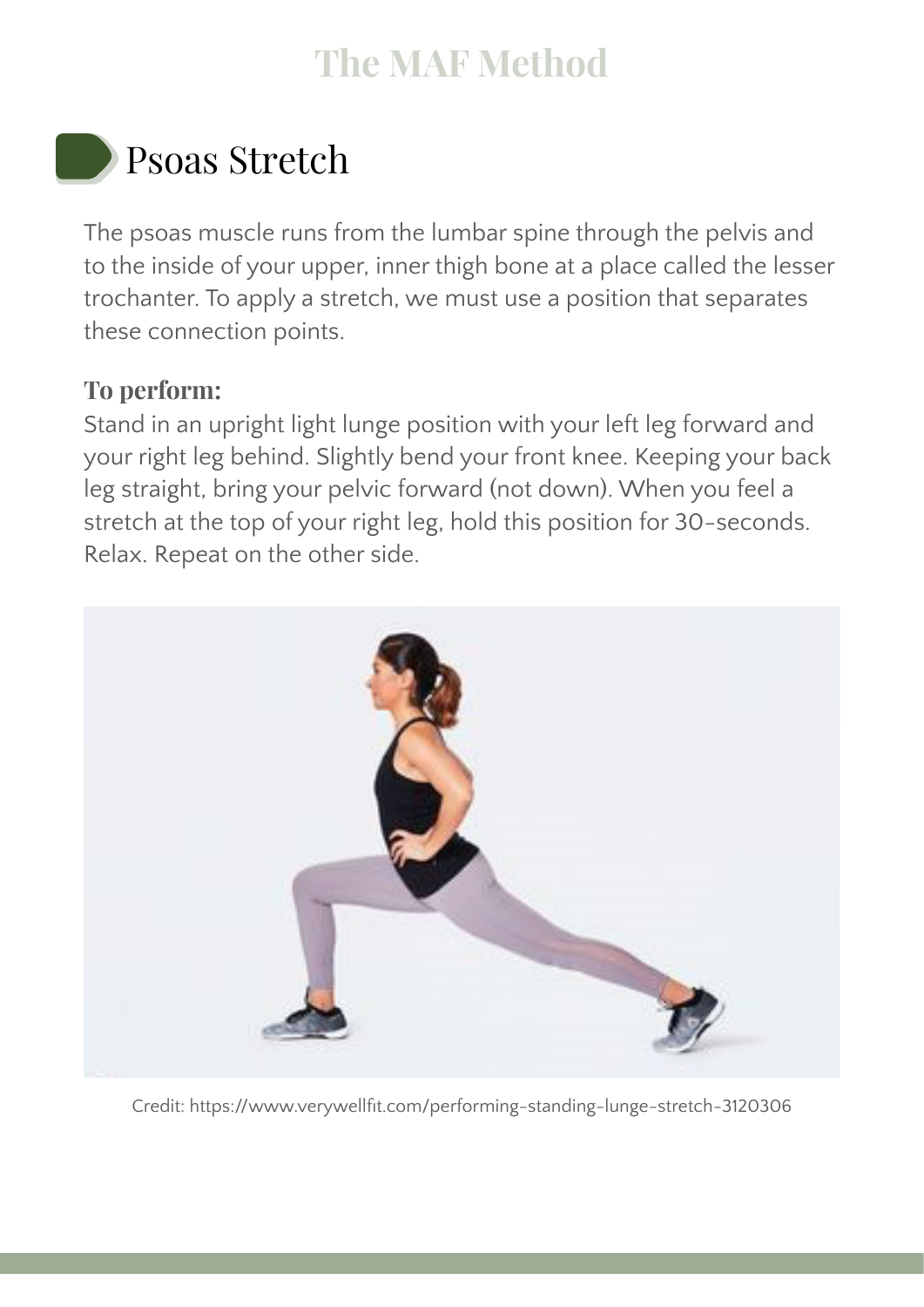## Psoas Stretch

The psoas muscle runs from the lumbar spine through the pelvis and to the inside of your upper, inner thigh bone at a place called the lesser trochanter. To apply a stretch, we must use a position that separates these connection points.

**To perform:**
Stand in an upright light lunge position with your left leg forward and your right leg behind. Slightly bend your front knee. Keeping your back leg straight, bring your pelvic forward (not down). When you feel a stretch at the top of your right leg, hold this position for 30-seconds. Relax. Repeat on the other side.

Credit: https://www.verywellfit.com/performing-standing-lunge-stretch-3120306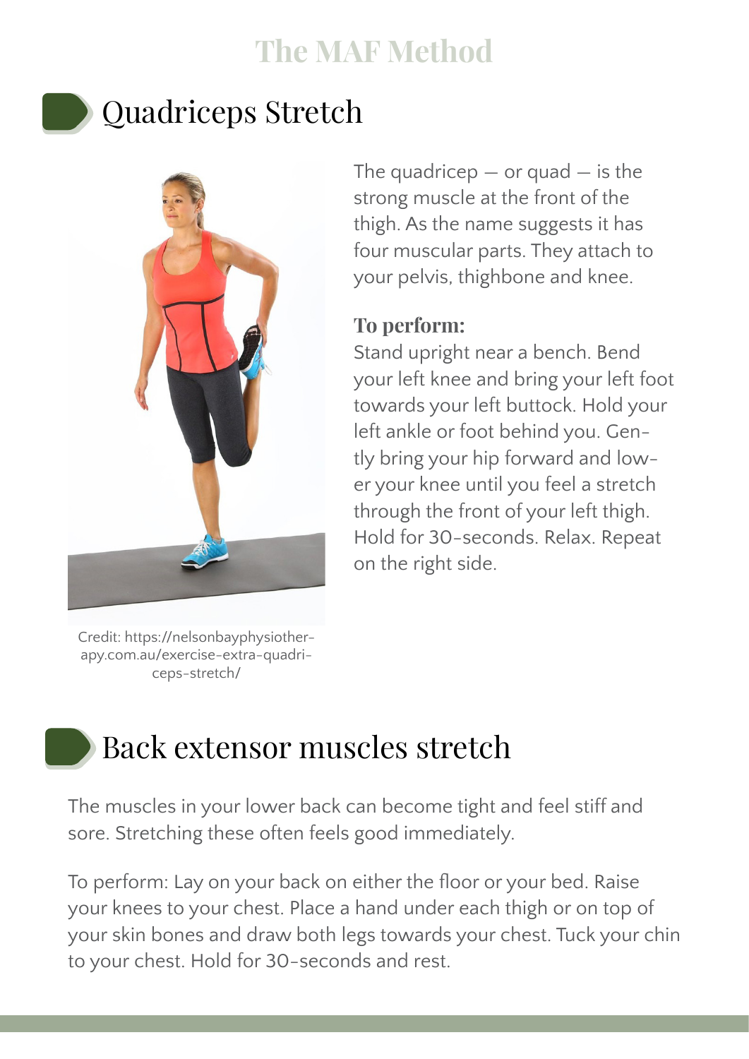## Quadriceps Stretch

Credit: https://nelsonbayphysiotherapy.com.au/exercise-extra-quadriceps-stretch/

The quadricep — or quad — is the strong muscle at the front of the thigh. As the name suggests it has four muscular parts. They attach to your pelvis, thighbone and knee.

**To perform:**
Stand upright near a bench. Bend your left knee and bring your left foot towards your left buttock. Hold your left ankle or foot behind you. Gently bring your hip forward and lower your knee until you feel a stretch through the front of your left thigh. Hold for 30-seconds. Relax. Repeat on the right side.

## Back extensor muscles stretch

The muscles in your lower back can become tight and feel stiff and sore. Stretching these often feels good immediately.

To perform: Lay on your back on either the floor or your bed. Raise your knees to your chest. Place a hand under each thigh or on top of your skin bones and draw both legs towards your chest. Tuck your chin to your chest. Hold for 30-seconds and rest.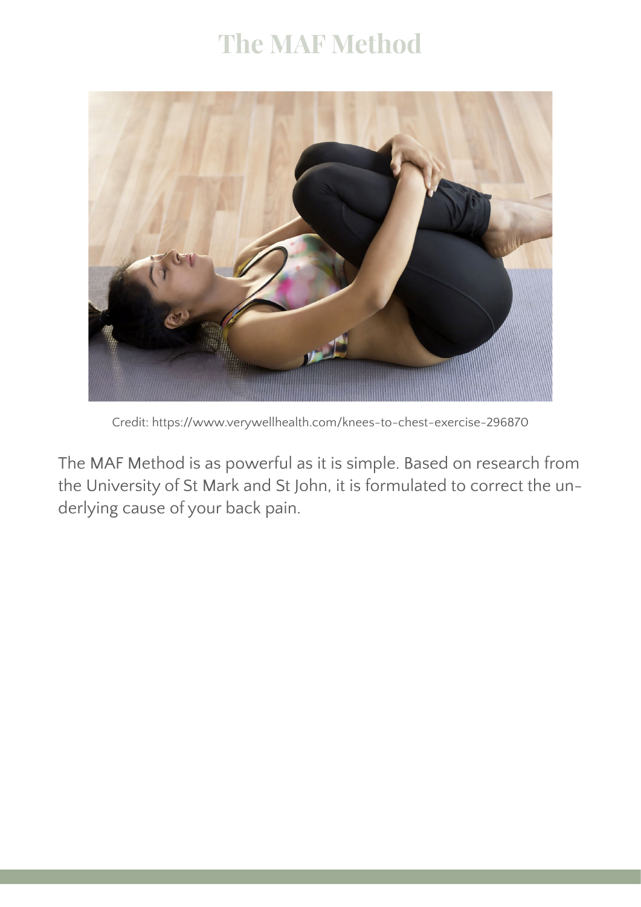# The MAF Method

Credit: https://www.verywellhealth.com/knees-to-chest-exercise-296870

The MAF Method is as powerful as it is simple. Based on research from the University of St Mark and St John, it is formulated to correct the underlying cause of your back pain.